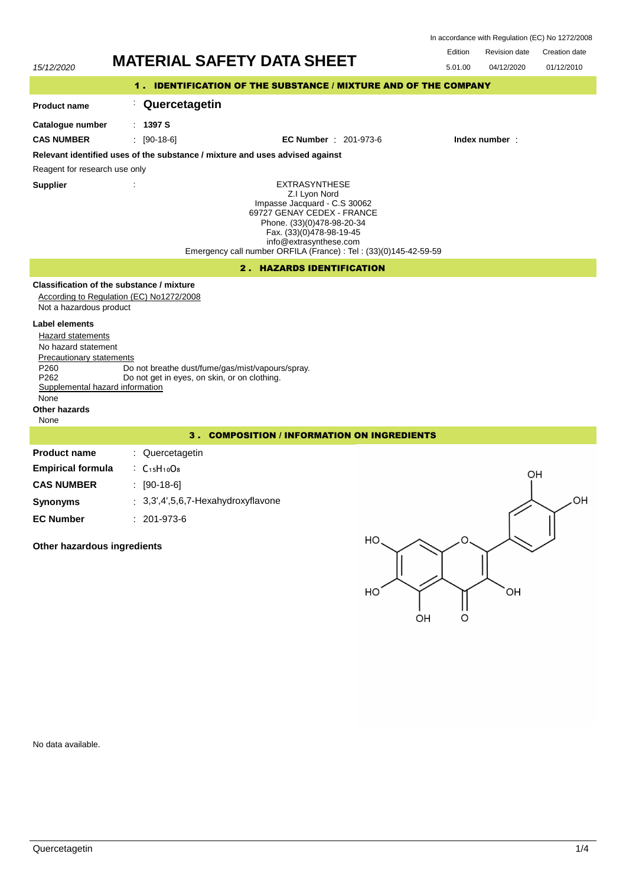In accordance with Regulation (EC) No 1272/2008

15/12/2020

# MATERIAL SAFETY DATA SHEET

| Edition | Revision date | Creation date |
|---|---|---|
| 5.01.00 | 04/12/2020 | 01/12/2010 |

## 1 . IDENTIFICATION OF THE SUBSTANCE / MIXTURE AND OF THE COMPANY

**Product name** : **Quercetagetin**

**Catalogue number** : **1397 S**

**CAS NUMBER** : [90-18-6] **EC Number** : 201-973-6 **Index number** :

**Relevant identified uses of the substance / mixture and uses advised against**

Reagent for research use only

**Supplier** :

EXTRASYNTHESE
Z.I Lyon Nord
Impasse Jacquard - C.S 30062
69727 GENAY CEDEX - FRANCE
Phone. (33)(0)478-98-20-34
Fax. (33)(0)478-98-19-45
info@extrasynthese.com
Emergency call number ORFILA (France) : Tel : (33)(0)145-42-59-59

## 2 . HAZARDS IDENTIFICATION

**Classification of the substance / mixture**

According to Regulation (EC) No1272/2008

Not a hazardous product

**Label elements**

Hazard statements

No hazard statement

Precautionary statements

P260 Do not breathe dust/fume/gas/mist/vapours/spray.
P262 Do not get in eyes, on skin, or on clothing.

Supplemental hazard information

None

**Other hazards**

None

## 3 . COMPOSITION / INFORMATION ON INGREDIENTS

**Product name** : Quercetagetin

**Empirical formula** : $C_{15}H_{10}O_8$

**CAS NUMBER** : [90-18-6]

**Synonyms** : 3,3',4',5,6,7-Hexahydroxyflavone

**EC Number** : 201-973-6

**Other hazardous ingredients**

No data available.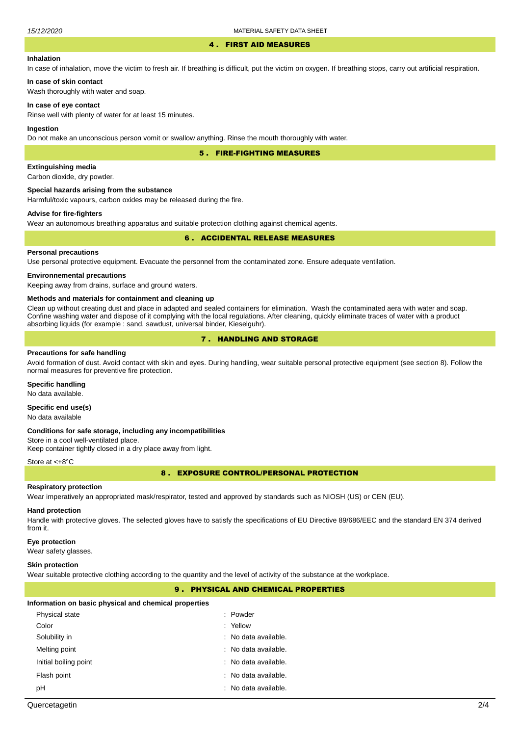## 4 . FIRST AID MEASURES

### Inhalation

In case of inhalation, move the victim to fresh air. If breathing is difficult, put the victim on oxygen. If breathing stops, carry out artificial respiration.

### In case of skin contact

Wash thoroughly with water and soap.

### In case of eye contact

Rinse well with plenty of water for at least 15 minutes.

### Ingestion

Do not make an unconscious person vomit or swallow anything. Rinse the mouth thoroughly with water.

## 5 . FIRE-FIGHTING MEASURES

### Extinguishing media

Carbon dioxide, dry powder.

### Special hazards arising from the substance

Harmful/toxic vapours, carbon oxides may be released during the fire.

### Advise for fire-fighters

Wear an autonomous breathing apparatus and suitable protection clothing against chemical agents.

## 6 . ACCIDENTAL RELEASE MEASURES

### Personal precautions

Use personal protective equipment. Evacuate the personnel from the contaminated zone. Ensure adequate ventilation.

### Environmental precautions

Keeping away from drains, surface and ground waters.

### Methods and materials for containment and cleaning up

Clean up without creating dust and place in adapted and sealed containers for elimination. Wash the contaminated aera with water and soap. Confine washing water and dispose of it complying with the local regulations. After cleaning, quickly eliminate traces of water with a product absorbing liquids (for example : sand, sawdust, universal binder, Kieselguhr).

## 7 . HANDLING AND STORAGE

### Precautions for safe handling

Avoid formation of dust. Avoid contact with skin and eyes. During handling, wear suitable personal protective equipment (see section 8). Follow the normal measures for preventive fire protection.

### Specific handling

No data available.

### Specific end use(s)

No data available

### Conditions for safe storage, including any incompatibilities

Store in a cool well-ventilated place.
Keep container tightly closed in a dry place away from light.

Store at <+8°C

## 8 . EXPOSURE CONTROL/PERSONAL PROTECTION

### Respiratory protection

Wear imperatively an appropriated mask/respirator, tested and approved by standards such as NIOSH (US) or CEN (EU).

### Hand protection

Handle with protective gloves. The selected gloves have to satisfy the specifications of EU Directive 89/686/EEC and the standard EN 374 derived from it.

### Eye protection

Wear safety glasses.

### Skin protection

Wear suitable protective clothing according to the quantity and the level of activity of the substance at the workplace.

## 9 . PHYSICAL AND CHEMICAL PROPERTIES

### Information on basic physical and chemical properties

| | |
|---|---|
| Physical state | : Powder |
| Color | : Yellow |
| Solubility in | : No data available. |
| Melting point | : No data available. |
| Initial boiling point | : No data available. |
| Flash point | : No data available. |
| pH | : No data available. |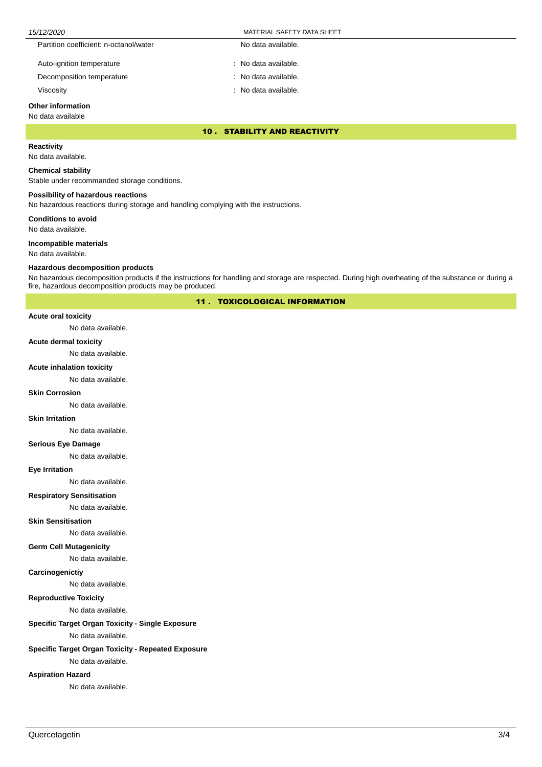| | |
|---|---|
| Partition coefficient: n-octanol/water | No data available. |
| Auto-ignition temperature | : No data available. |
| Decomposition temperature | : No data available. |
| Viscosity | : No data available. |

**Other information**

No data available

## 10 . STABILITY AND REACTIVITY

**Reactivity**

No data available.

**Chemical stability**

Stable under recommanded storage conditions.

**Possibility of hazardous reactions**

No hazardous reactions during storage and handling complying with the instructions.

**Conditions to avoid**

No data available.

**Incompatible materials**

No data available.

**Hazardous decomposition products**

No hazardous decomposition products if the instructions for handling and storage are respected. During high overheating of the substance or during a fire, hazardous decomposition products may be produced.

## 11 . TOXICOLOGICAL INFORMATION

**Acute oral toxicity**

No data available.

**Acute dermal toxicity**

No data available.

**Acute inhalation toxicity**

No data available.

**Skin Corrosion**

No data available.

**Skin Irritation**

No data available.

**Serious Eye Damage**

No data available.

**Eye Irritation**

No data available.

**Respiratory Sensitisation**

No data available.

**Skin Sensitisation**

No data available.

**Germ Cell Mutagenicity**

No data available.

**Carcinogenictiy**

No data available.

**Reproductive Toxicity**

No data available.

**Specific Target Organ Toxicity - Single Exposure**

No data available.

**Specific Target Organ Toxicity - Repeated Exposure**

No data available.

**Aspiration Hazard**

No data available.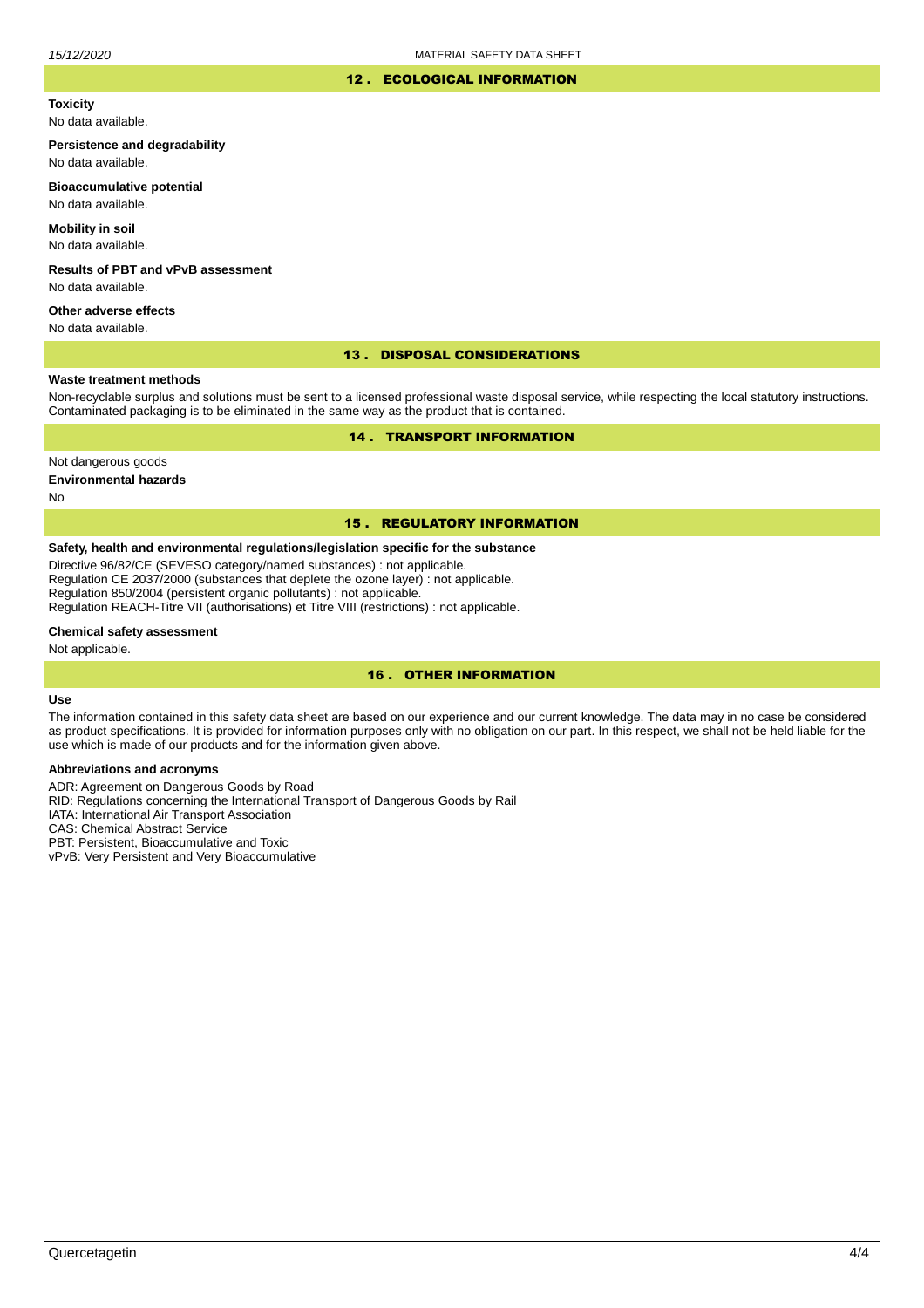## 12 . ECOLOGICAL INFORMATION

**Toxicity**

No data available.

**Persistence and degradability**

No data available.

**Bioaccumulative potential**

No data available.

**Mobility in soil**

No data available.

**Results of PBT and vPvB assessment**

No data available.

**Other adverse effects**

No data available.

## 13 . DISPOSAL CONSIDERATIONS

**Waste treatment methods**

Non-recyclable surplus and solutions must be sent to a licensed professional waste disposal service, while respecting the local statutory instructions. Contaminated packaging is to be eliminated in the same way as the product that is contained.

## 14 . TRANSPORT INFORMATION

Not dangerous goods

**Environmental hazards**

No

## 15 . REGULATORY INFORMATION

**Safety, health and environmental regulations/legislation specific for the substance**

Directive 96/82/CE (SEVESO category/named substances) : not applicable.
Regulation CE 2037/2000 (substances that deplete the ozone layer) : not applicable.
Regulation 850/2004 (persistent organic pollutants) : not applicable.
Regulation REACH-Titre VII (authorisations) et Titre VIII (restrictions) : not applicable.

**Chemical safety assessment**

Not applicable.

## 16 . OTHER INFORMATION

**Use**

The information contained in this safety data sheet are based on our experience and our current knowledge. The data may in no case be considered as product specifications. It is provided for information purposes only with no obligation on our part. In this respect, we shall not be held liable for the use which is made of our products and for the information given above.

**Abbreviations and acronyms**

ADR: Agreement on Dangerous Goods by Road
RID: Regulations concerning the International Transport of Dangerous Goods by Rail
IATA: International Air Transport Association
CAS: Chemical Abstract Service
PBT: Persistent, Bioaccumulative and Toxic
vPvB: Very Persistent and Very Bioaccumulative